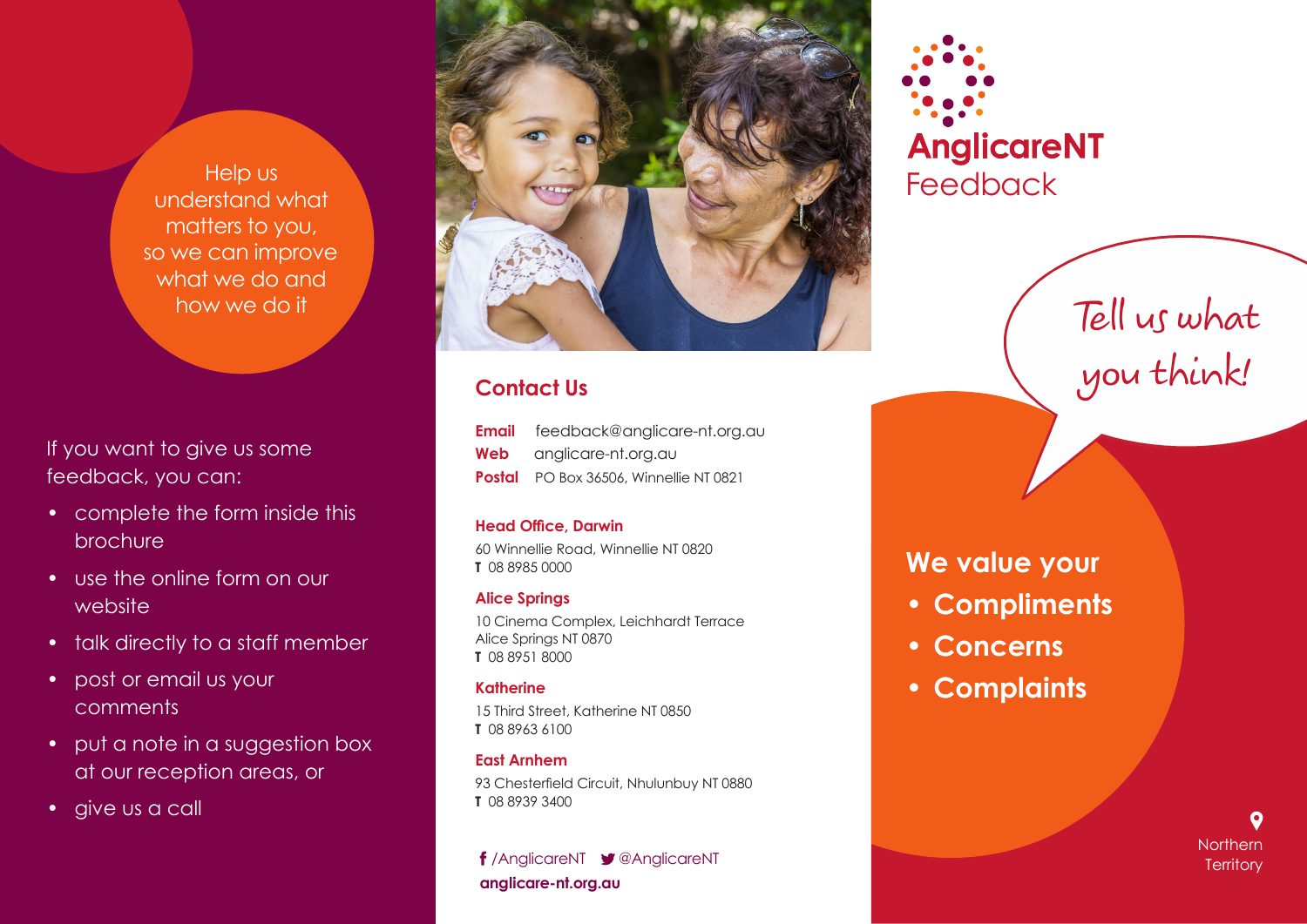Help us understand what matters to you, so we can improve what we do and how we do it

If you want to give us some feedback, you can:

- complete the form inside this brochure
- use the online form on our website
- talk directly to a staff member
- post or email us your comments
- put a note in a suggestion box at our reception areas, or
- give us a call

## Contact Us

**Email** feedback@anglicare-nt.org.au
**Web** anglicare-nt.org.au
**Postal** PO Box 36506, Winnellie NT 0821

**Head Office, Darwin**
60 Winnellie Road, Winnellie NT 0820
**T** 08 8985 0000

**Alice Springs**
10 Cinema Complex, Leichhardt Terrace
Alice Springs NT 0870
**T** 08 8951 8000

**Katherine**
15 Third Street, Katherine NT 0850
**T** 08 8963 6100

**East Arnhem**
93 Chesterfield Circuit, Nhulunbuy NT 0880
**T** 08 8939 3400

/AnglicareNT @AnglicareNT
**anglicare-nt.org.au**

# AnglicareNT Feedback

Tell us what you think!

## We value your

- **Compliments**
- **Concerns**
- **Complaints**

Northern Territory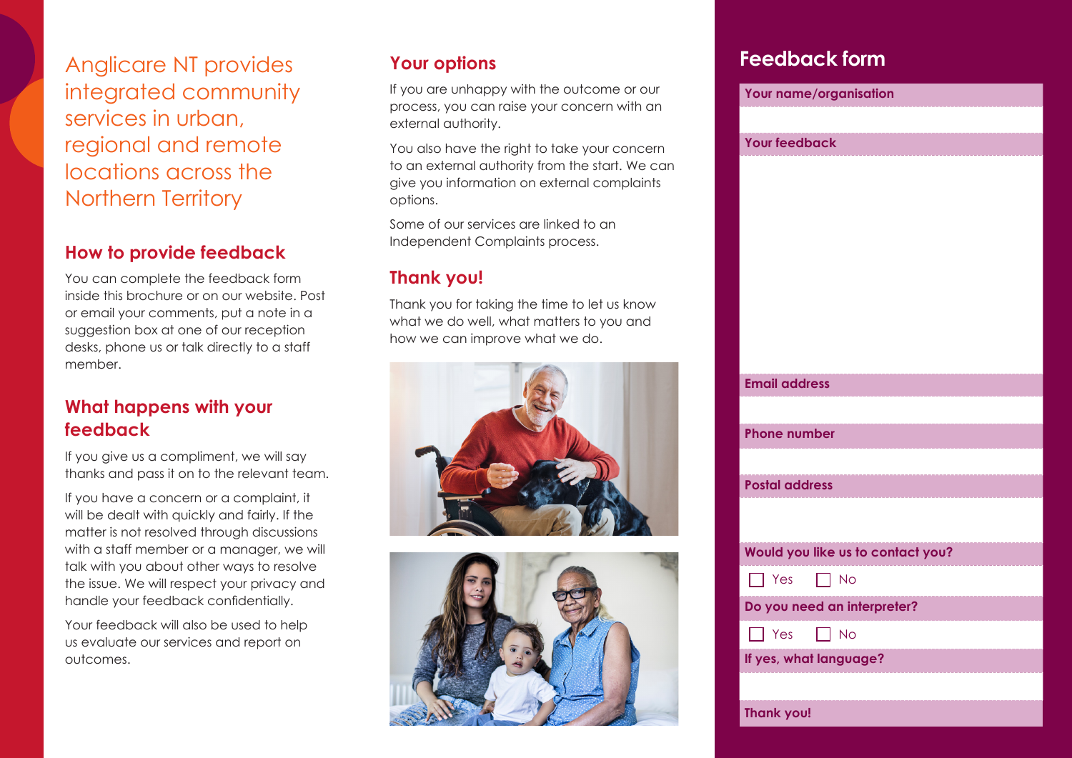Anglicare NT provides integrated community services in urban, regional and remote locations across the Northern Territory

## How to provide feedback

You can complete the feedback form inside this brochure or on our website. Post or email your comments, put a note in a suggestion box at one of our reception desks, phone us or talk directly to a staff member.

## What happens with your feedback

If you give us a compliment, we will say thanks and pass it on to the relevant team.

If you have a concern or a complaint, it will be dealt with quickly and fairly. If the matter is not resolved through discussions with a staff member or a manager, we will talk with you about other ways to resolve the issue. We will respect your privacy and handle your feedback confidentially.

Your feedback will also be used to help us evaluate our services and report on outcomes.

## Your options

If you are unhappy with the outcome or our process, you can raise your concern with an external authority.

You also have the right to take your concern to an external authority from the start. We can give you information on external complaints options.

Some of our services are linked to an Independent Complaints process.

## Thank you!

Thank you for taking the time to let us know what we do well, what matters to you and how we can improve what we do.

## Feedback form

**Your name/organisation**

**Your feedback**

**Email address**

**Phone number**

**Postal address**

**Would you like us to contact you?**

☐ Yes ☐ No

**Do you need an interpreter?**

☐ Yes ☐ No

**If yes, what language?**

**Thank you!**